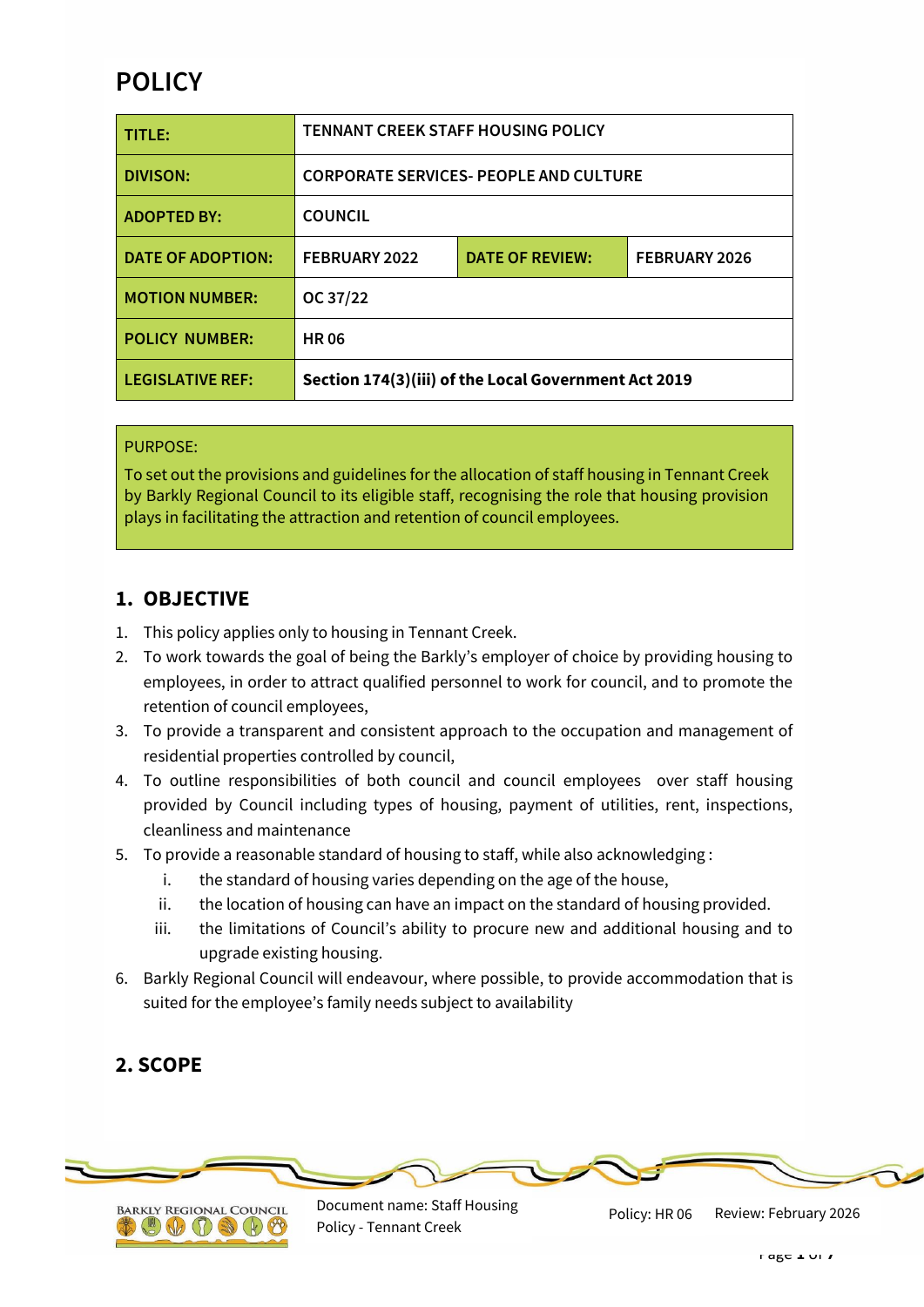# POLICY

| TITLE: | TENNANT CREEK STAFF HOUSING POLICY | | |
|---|---|---|---|
| DIVISON: | CORPORATE SERVICES- PEOPLE AND CULTURE | | |
| ADOPTED BY: | COUNCIL | | |
| DATE OF ADOPTION: | FEBRUARY 2022 | DATE OF REVIEW: | FEBRUARY 2026 |
| MOTION NUMBER: | OC 37/22 | | |
| POLICY NUMBER: | HR 06 | | |
| LEGISLATIVE REF: | **Section 174(3)(iii) of the Local Government Act 2019** | | |

PURPOSE:

To set out the provisions and guidelines for the allocation of staff housing in Tennant Creek by Barkly Regional Council to its eligible staff, recognising the role that housing provision plays in facilitating the attraction and retention of council employees.

## 1. OBJECTIVE

1. This policy applies only to housing in Tennant Creek.
2. To work towards the goal of being the Barkly's employer of choice by providing housing to employees, in order to attract qualified personnel to work for council, and to promote the retention of council employees,
3. To provide a transparent and consistent approach to the occupation and management of residential properties controlled by council,
4. To outline responsibilities of both council and council employees over staff housing provided by Council including types of housing, payment of utilities, rent, inspections, cleanliness and maintenance
5. To provide a reasonable standard of housing to staff, while also acknowledging :
   i. the standard of housing varies depending on the age of the house,
   ii. the location of housing can have an impact on the standard of housing provided.
   iii. the limitations of Council's ability to procure new and additional housing and to upgrade existing housing.
6. Barkly Regional Council will endeavour, where possible, to provide accommodation that is suited for the employee's family needs subject to availability

## 2. SCOPE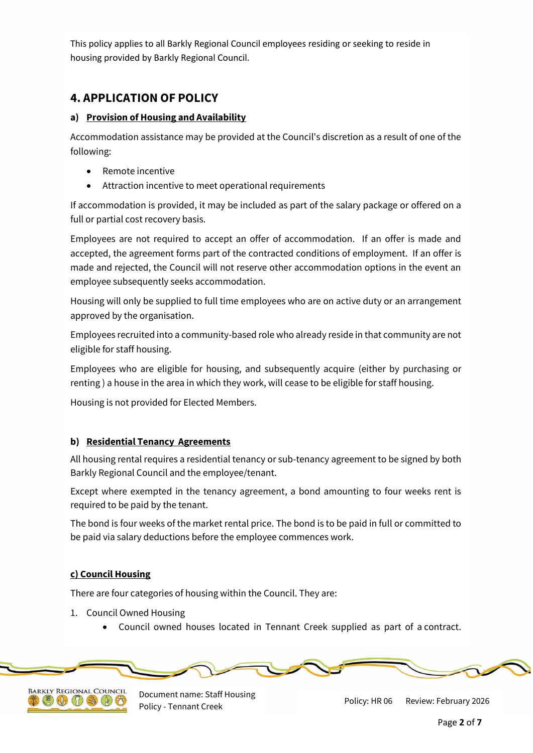This policy applies to all Barkly Regional Council employees residing or seeking to reside in housing provided by Barkly Regional Council.

## 4. APPLICATION OF POLICY

### a) Provision of Housing and Availability

Accommodation assistance may be provided at the Council's discretion as a result of one of the following:

- Remote incentive
- Attraction incentive to meet operational requirements

If accommodation is provided, it may be included as part of the salary package or offered on a full or partial cost recovery basis.

Employees are not required to accept an offer of accommodation. If an offer is made and accepted, the agreement forms part of the contracted conditions of employment. If an offer is made and rejected, the Council will not reserve other accommodation options in the event an employee subsequently seeks accommodation.

Housing will only be supplied to full time employees who are on active duty or an arrangement approved by the organisation.

Employees recruited into a community-based role who already reside in that community are not eligible for staff housing.

Employees who are eligible for housing, and subsequently acquire (either by purchasing or renting ) a house in the area in which they work, will cease to be eligible for staff housing.

Housing is not provided for Elected Members.

### b) Residential Tenancy Agreements

All housing rental requires a residential tenancy or sub-tenancy agreement to be signed by both Barkly Regional Council and the employee/tenant.

Except where exempted in the tenancy agreement, a bond amounting to four weeks rent is required to be paid by the tenant.

The bond is four weeks of the market rental price. The bond is to be paid in full or committed to be paid via salary deductions before the employee commences work.

### c) Council Housing

There are four categories of housing within the Council. They are:

1. Council Owned Housing
   - Council owned houses located in Tennant Creek supplied as part of a contract.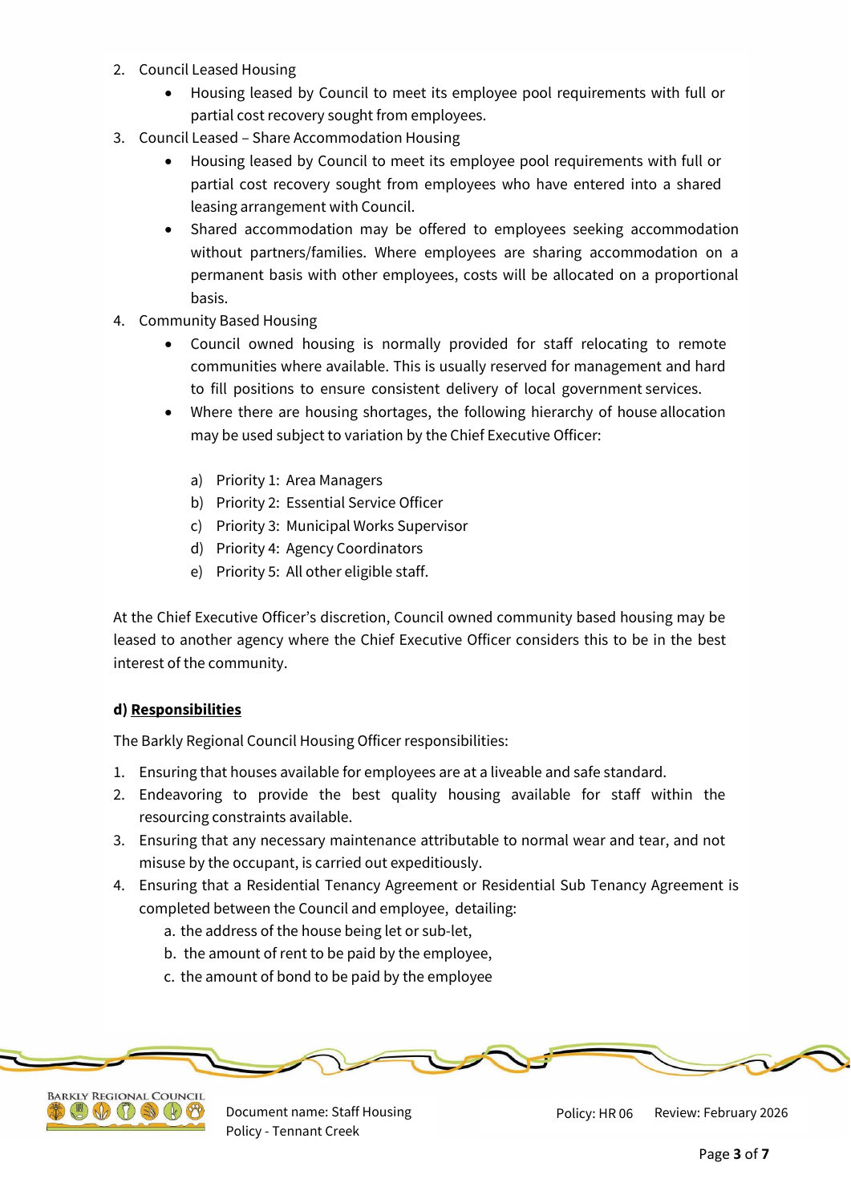2. Council Leased Housing
   - Housing leased by Council to meet its employee pool requirements with full or partial cost recovery sought from employees.
3. Council Leased – Share Accommodation Housing
   - Housing leased by Council to meet its employee pool requirements with full or partial cost recovery sought from employees who have entered into a shared leasing arrangement with Council.
   - Shared accommodation may be offered to employees seeking accommodation without partners/families. Where employees are sharing accommodation on a permanent basis with other employees, costs will be allocated on a proportional basis.
4. Community Based Housing
   - Council owned housing is normally provided for staff relocating to remote communities where available. This is usually reserved for management and hard to fill positions to ensure consistent delivery of local government services.
   - Where there are housing shortages, the following hierarchy of house allocation may be used subject to variation by the Chief Executive Officer:

     a) Priority 1: Area Managers
     b) Priority 2: Essential Service Officer
     c) Priority 3: Municipal Works Supervisor
     d) Priority 4: Agency Coordinators
     e) Priority 5: All other eligible staff.

At the Chief Executive Officer's discretion, Council owned community based housing may be leased to another agency where the Chief Executive Officer considers this to be in the best interest of the community.

**d) <u>Responsibilities</u>**

The Barkly Regional Council Housing Officer responsibilities:

1. Ensuring that houses available for employees are at a liveable and safe standard.
2. Endeavoring to provide the best quality housing available for staff within the resourcing constraints available.
3. Ensuring that any necessary maintenance attributable to normal wear and tear, and not misuse by the occupant, is carried out expeditiously.
4. Ensuring that a Residential Tenancy Agreement or Residential Sub Tenancy Agreement is completed between the Council and employee, detailing:
   a. the address of the house being let or sub-let,
   b. the amount of rent to be paid by the employee,
   c. the amount of bond to be paid by the employee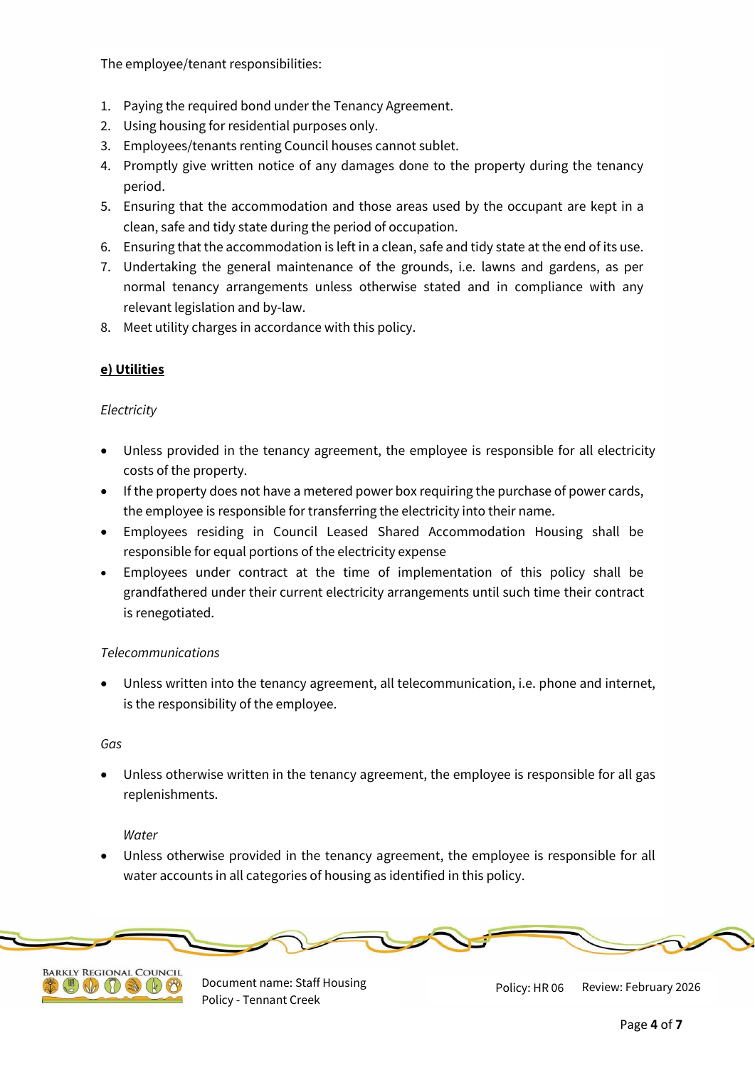The employee/tenant responsibilities:

1. Paying the required bond under the Tenancy Agreement.
2. Using housing for residential purposes only.
3. Employees/tenants renting Council houses cannot sublet.
4. Promptly give written notice of any damages done to the property during the tenancy period.
5. Ensuring that the accommodation and those areas used by the occupant are kept in a clean, safe and tidy state during the period of occupation.
6. Ensuring that the accommodation is left in a clean, safe and tidy state at the end of its use.
7. Undertaking the general maintenance of the grounds, i.e. lawns and gardens, as per normal tenancy arrangements unless otherwise stated and in compliance with any relevant legislation and by-law.
8. Meet utility charges in accordance with this policy.

**e) Utilities**

*Electricity*

- Unless provided in the tenancy agreement, the employee is responsible for all electricity costs of the property.
- If the property does not have a metered power box requiring the purchase of power cards, the employee is responsible for transferring the electricity into their name.
- Employees residing in Council Leased Shared Accommodation Housing shall be responsible for equal portions of the electricity expense
- Employees under contract at the time of implementation of this policy shall be grandfathered under their current electricity arrangements until such time their contract is renegotiated.

*Telecommunications*

- Unless written into the tenancy agreement, all telecommunication, i.e. phone and internet, is the responsibility of the employee.

*Gas*

- Unless otherwise written in the tenancy agreement, the employee is responsible for all gas replenishments.

*Water*

- Unless otherwise provided in the tenancy agreement, the employee is responsible for all water accounts in all categories of housing as identified in this policy.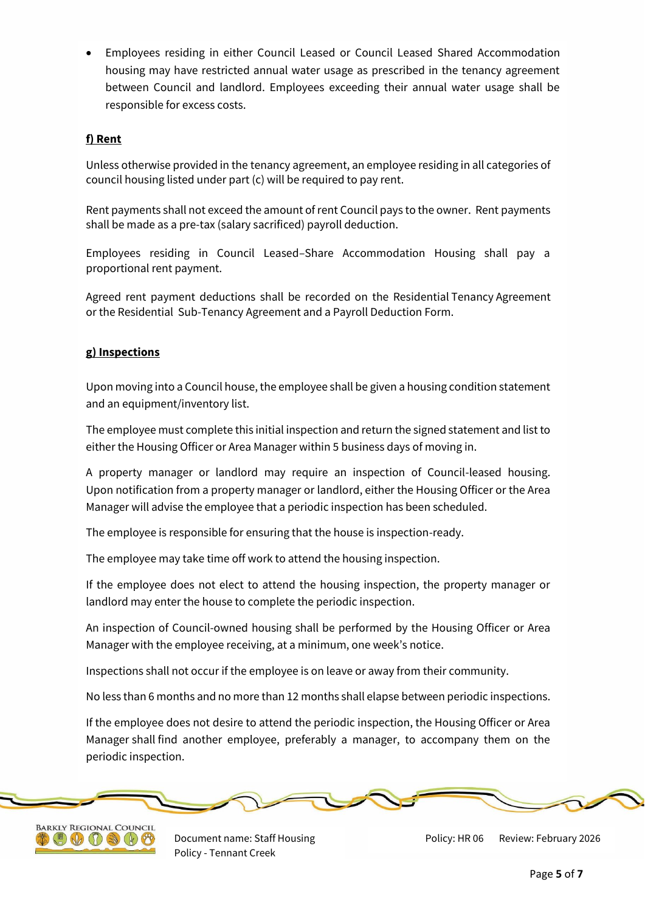- Employees residing in either Council Leased or Council Leased Shared Accommodation housing may have restricted annual water usage as prescribed in the tenancy agreement between Council and landlord. Employees exceeding their annual water usage shall be responsible for excess costs.

**f) Rent**

Unless otherwise provided in the tenancy agreement, an employee residing in all categories of council housing listed under part (c) will be required to pay rent.

Rent payments shall not exceed the amount of rent Council pays to the owner. Rent payments shall be made as a pre-tax (salary sacrificed) payroll deduction.

Employees residing in Council Leased–Share Accommodation Housing shall pay a proportional rent payment.

Agreed rent payment deductions shall be recorded on the Residential Tenancy Agreement or the Residential Sub-Tenancy Agreement and a Payroll Deduction Form.

**g) Inspections**

Upon moving into a Council house, the employee shall be given a housing condition statement and an equipment/inventory list.

The employee must complete this initial inspection and return the signed statement and list to either the Housing Officer or Area Manager within 5 business days of moving in.

A property manager or landlord may require an inspection of Council-leased housing. Upon notification from a property manager or landlord, either the Housing Officer or the Area Manager will advise the employee that a periodic inspection has been scheduled.

The employee is responsible for ensuring that the house is inspection-ready.

The employee may take time off work to attend the housing inspection.

If the employee does not elect to attend the housing inspection, the property manager or landlord may enter the house to complete the periodic inspection.

An inspection of Council-owned housing shall be performed by the Housing Officer or Area Manager with the employee receiving, at a minimum, one week's notice.

Inspections shall not occur if the employee is on leave or away from their community.

No less than 6 months and no more than 12 months shall elapse between periodic inspections.

If the employee does not desire to attend the periodic inspection, the Housing Officer or Area Manager shall find another employee, preferably a manager, to accompany them on the periodic inspection.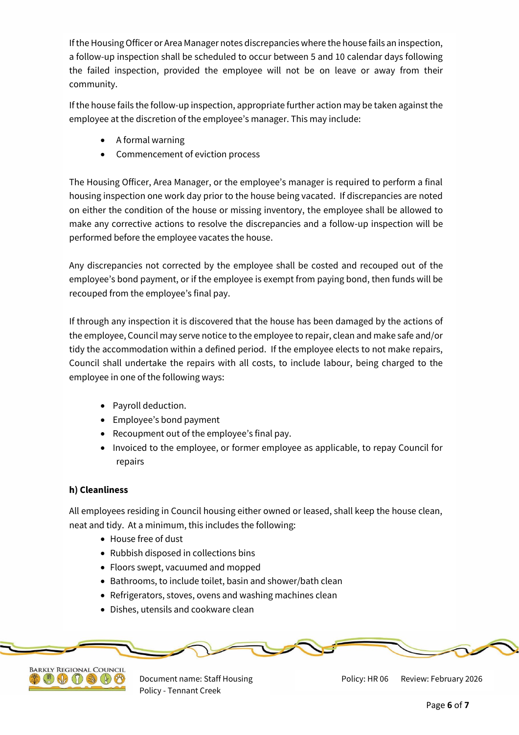If the Housing Officer or Area Manager notes discrepancies where the house fails an inspection, a follow-up inspection shall be scheduled to occur between 5 and 10 calendar days following the failed inspection, provided the employee will not be on leave or away from their community.

If the house fails the follow-up inspection, appropriate further action may be taken against the employee at the discretion of the employee's manager. This may include:

- A formal warning
- Commencement of eviction process

The Housing Officer, Area Manager, or the employee's manager is required to perform a final housing inspection one work day prior to the house being vacated. If discrepancies are noted on either the condition of the house or missing inventory, the employee shall be allowed to make any corrective actions to resolve the discrepancies and a follow-up inspection will be performed before the employee vacates the house.

Any discrepancies not corrected by the employee shall be costed and recouped out of the employee's bond payment, or if the employee is exempt from paying bond, then funds will be recouped from the employee's final pay.

If through any inspection it is discovered that the house has been damaged by the actions of the employee, Council may serve notice to the employee to repair, clean and make safe and/or tidy the accommodation within a defined period. If the employee elects to not make repairs, Council shall undertake the repairs with all costs, to include labour, being charged to the employee in one of the following ways:

- Payroll deduction.
- Employee's bond payment
- Recoupment out of the employee's final pay.
- Invoiced to the employee, or former employee as applicable, to repay Council for repairs

**h) Cleanliness**

All employees residing in Council housing either owned or leased, shall keep the house clean, neat and tidy. At a minimum, this includes the following:

- House free of dust
- Rubbish disposed in collections bins
- Floors swept, vacuumed and mopped
- Bathrooms, to include toilet, basin and shower/bath clean
- Refrigerators, stoves, ovens and washing machines clean
- Dishes, utensils and cookware clean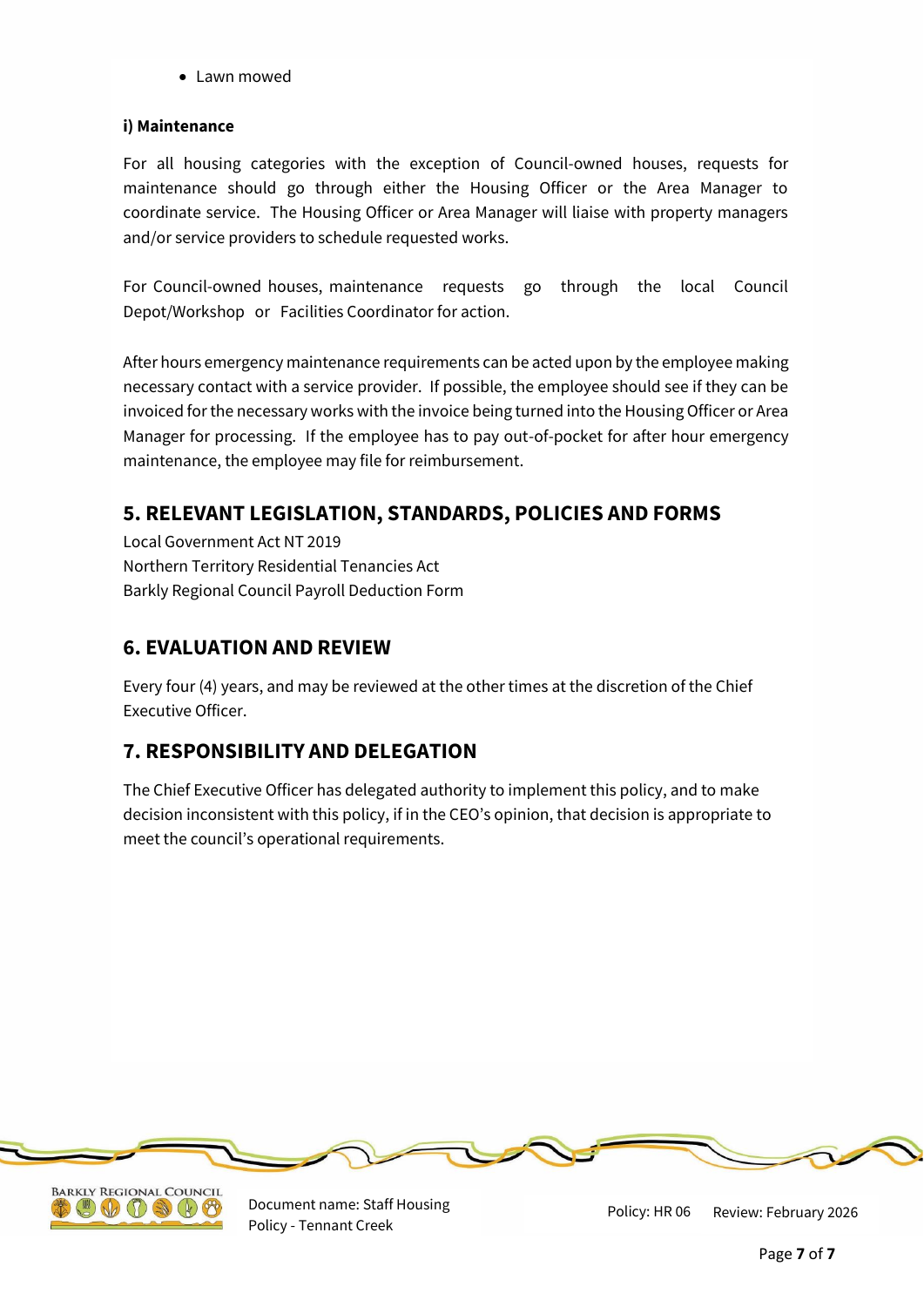- Lawn mowed

**i) Maintenance**

For all housing categories with the exception of Council-owned houses, requests for maintenance should go through either the Housing Officer or the Area Manager to coordinate service. The Housing Officer or Area Manager will liaise with property managers and/or service providers to schedule requested works.

For Council-owned houses, maintenance requests go through the local Council Depot/Workshop or Facilities Coordinator for action.

After hours emergency maintenance requirements can be acted upon by the employee making necessary contact with a service provider. If possible, the employee should see if they can be invoiced for the necessary works with the invoice being turned into the Housing Officer or Area Manager for processing. If the employee has to pay out-of-pocket for after hour emergency maintenance, the employee may file for reimbursement.

## 5. RELEVANT LEGISLATION, STANDARDS, POLICIES AND FORMS

Local Government Act NT 2019
Northern Territory Residential Tenancies Act
Barkly Regional Council Payroll Deduction Form

## 6. EVALUATION AND REVIEW

Every four (4) years, and may be reviewed at the other times at the discretion of the Chief Executive Officer.

## 7. RESPONSIBILITY AND DELEGATION

The Chief Executive Officer has delegated authority to implement this policy, and to make decision inconsistent with this policy, if in the CEO's opinion, that decision is appropriate to meet the council's operational requirements.